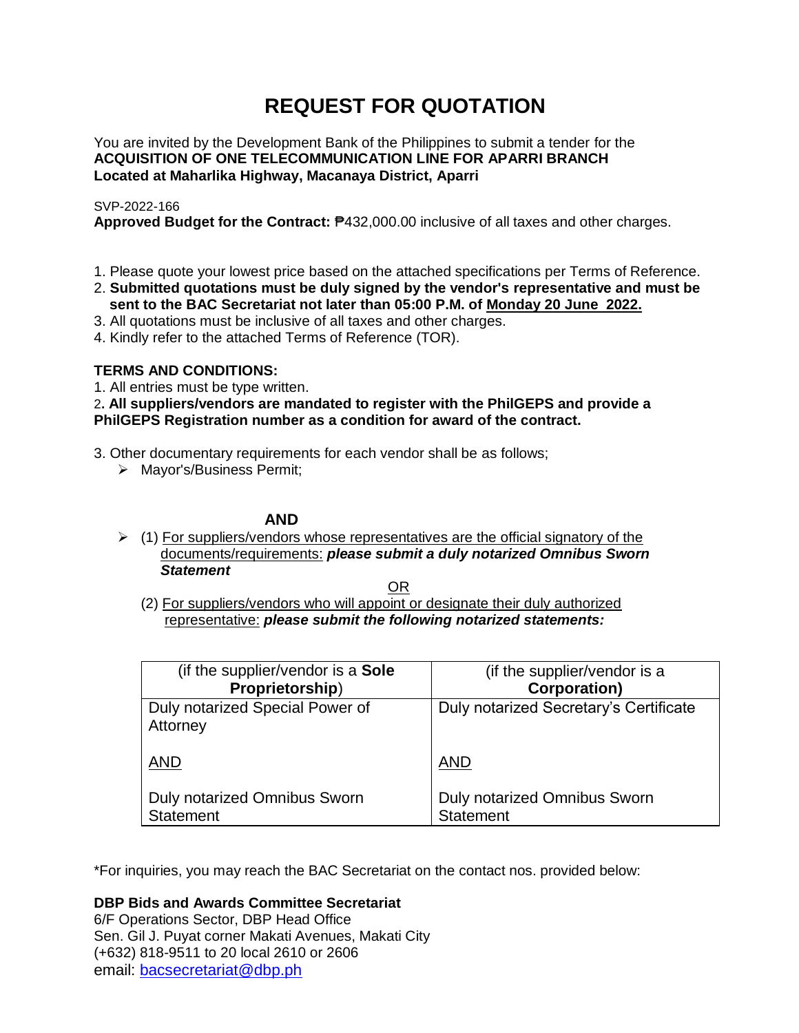# REQUEST FOR QUOTATION

You are invited by the Development Bank of the Philippines to submit a tender for the
**ACQUISITION OF ONE TELECOMMUNICATION LINE FOR APARRI BRANCH**
**Located at Maharlika Highway, Macanaya District, Aparri**

SVP-2022-166
**Approved Budget for the Contract:** ₱432,000.00 inclusive of all taxes and other charges.

1. Please quote your lowest price based on the attached specifications per Terms of Reference.
2. **Submitted quotations must be duly signed by the vendor's representative and must be sent to the BAC Secretariat not later than 05:00 P.M. of Monday 20 June 2022.**
3. All quotations must be inclusive of all taxes and other charges.
4. Kindly refer to the attached Terms of Reference (TOR).

**TERMS AND CONDITIONS:**

1. All entries must be type written.
2. **All suppliers/vendors are mandated to register with the PhilGEPS and provide a PhilGEPS Registration number as a condition for award of the contract.**
3. Other documentary requirements for each vendor shall be as follows;
   - Mayor's/Business Permit;

**AND**

- (1) For suppliers/vendors whose representatives are the official signatory of the documents/requirements: ***please submit a duly notarized Omnibus Sworn Statement***

OR

(2) For suppliers/vendors who will appoint or designate their duly authorized representative: ***please submit the following notarized statements:***

| (if the supplier/vendor is a **Sole Proprietorship**) | (if the supplier/vendor is a **Corporation)** |
|---|---|
| Duly notarized Special Power of Attorney<br><br>AND<br><br>Duly notarized Omnibus Sworn Statement | Duly notarized Secretary's Certificate<br><br>AND<br><br>Duly notarized Omnibus Sworn Statement |

*For inquiries, you may reach the BAC Secretariat on the contact nos. provided below:

**DBP Bids and Awards Committee Secretariat**
6/F Operations Sector, DBP Head Office
Sen. Gil J. Puyat corner Makati Avenues, Makati City
(+632) 818-9511 to 20 local 2610 or 2606
email: bacsecretariat@dbp.ph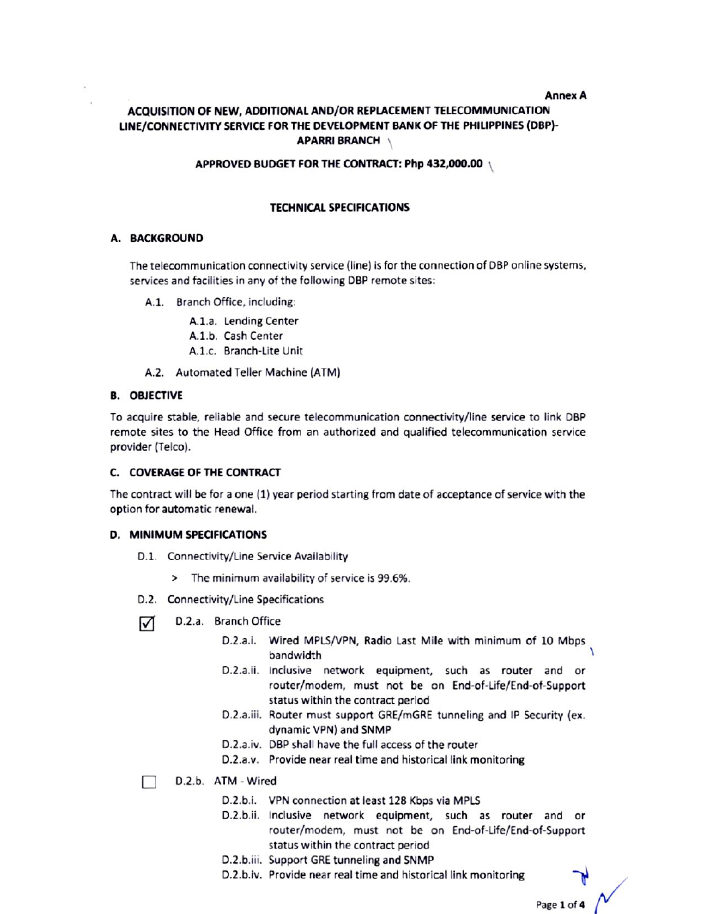Annex A

# ACQUISITION OF NEW, ADDITIONAL AND/OR REPLACEMENT TELECOMMUNICATION LINE/CONNECTIVITY SERVICE FOR THE DEVELOPMENT BANK OF THE PHILIPPINES (DBP)-APARRI BRANCH

**APPROVED BUDGET FOR THE CONTRACT: Php 432,000.00**

## TECHNICAL SPECIFICATIONS

### A. BACKGROUND

The telecommunication connectivity service (line) is for the connection of DBP online systems, services and facilities in any of the following DBP remote sites:

- A.1. Branch Office, including:
  - A.1.a. Lending Center
  - A.1.b. Cash Center
  - A.1.c. Branch-Lite Unit
- A.2. Automated Teller Machine (ATM)

### B. OBJECTIVE

To acquire stable, reliable and secure telecommunication connectivity/line service to link DBP remote sites to the Head Office from an authorized and qualified telecommunication service provider (Telco).

### C. COVERAGE OF THE CONTRACT

The contract will be for a one (1) year period starting from date of acceptance of service with the option for automatic renewal.

### D. MINIMUM SPECIFICATIONS

- D.1. Connectivity/Line Service Availability
  - > The minimum availability of service is 99.6%.
- D.2. Connectivity/Line Specifications

☑ D.2.a. Branch Office

- D.2.a.i. Wired MPLS/VPN, Radio Last Mile with minimum of 10 Mbps bandwidth
- D.2.a.ii. Inclusive network equipment, such as router and or router/modem, must not be on End-of-Life/End-of-Support status within the contract period
- D.2.a.iii. Router must support GRE/mGRE tunneling and IP Security (ex. dynamic VPN) and SNMP
- D.2.a.iv. DBP shall have the full access of the router
- D.2.a.v. Provide near real time and historical link monitoring

☐ D.2.b. ATM - Wired

- D.2.b.i. VPN connection at least 128 Kbps via MPLS
- D.2.b.ii. Inclusive network equipment, such as router and or router/modem, must not be on End-of-Life/End-of-Support status within the contract period
- D.2.b.iii. Support GRE tunneling and SNMP
- D.2.b.iv. Provide near real time and historical link monitoring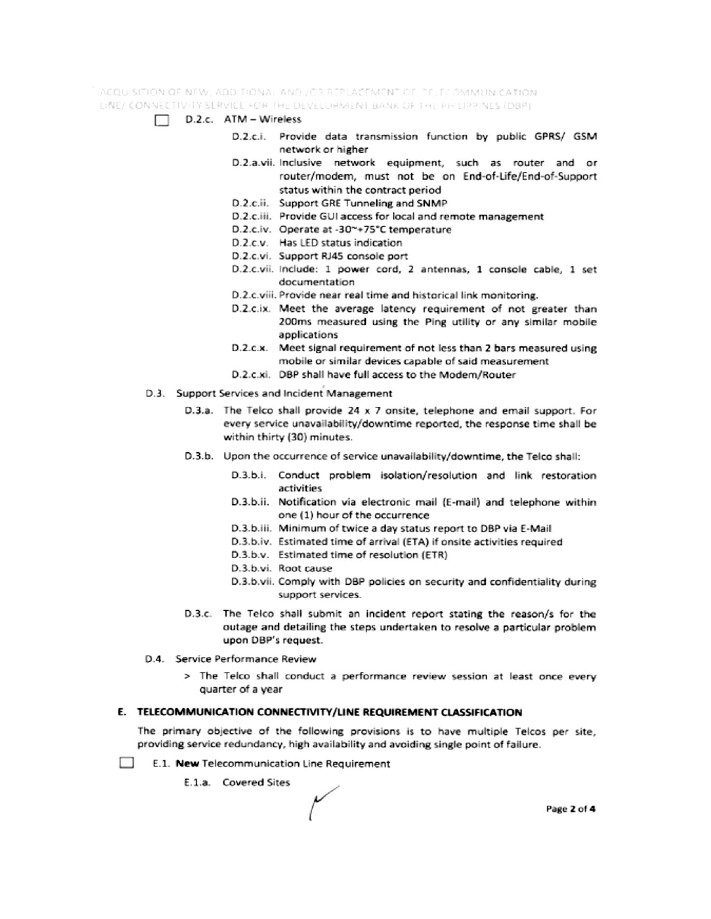☐ D.2.c. ATM – Wireless

- D.2.c.i. Provide data transmission function by public GPRS/ GSM network or higher
- D.2.a.vii. Inclusive network equipment, such as router and or router/modem, must not be on End-of-Life/End-of-Support status within the contract period
- D.2.c.ii. Support GRE Tunneling and SNMP
- D.2.c.iii. Provide GUI access for local and remote management
- D.2.c.iv. Operate at -30~+75°C temperature
- D.2.c.v. Has LED status indication
- D.2.c.vi. Support RJ45 console port
- D.2.c.vii. Include: 1 power cord, 2 antennas, 1 console cable, 1 set documentation
- D.2.c.viii. Provide near real time and historical link monitoring.
- D.2.c.ix. Meet the average latency requirement of not greater than 200ms measured using the Ping utility or any similar mobile applications
- D.2.c.x. Meet signal requirement of not less than 2 bars measured using mobile or similar devices capable of said measurement
- D.2.c.xi. DBP shall have full access to the Modem/Router

D.3. Support Services and Incident Management

- D.3.a. The Telco shall provide 24 x 7 onsite, telephone and email support. For every service unavailability/downtime reported, the response time shall be within thirty (30) minutes.
- D.3.b. Upon the occurrence of service unavailability/downtime, the Telco shall:
  - D.3.b.i. Conduct problem isolation/resolution and link restoration activities
  - D.3.b.ii. Notification via electronic mail (E-mail) and telephone within one (1) hour of the occurrence
  - D.3.b.iii. Minimum of twice a day status report to DBP via E-Mail
  - D.3.b.iv. Estimated time of arrival (ETA) if onsite activities required
  - D.3.b.v. Estimated time of resolution (ETR)
  - D.3.b.vi. Root cause
  - D.3.b.vii. Comply with DBP policies on security and confidentiality during support services.
- D.3.c. The Telco shall submit an incident report stating the reason/s for the outage and detailing the steps undertaken to resolve a particular problem upon DBP's request.

D.4. Service Performance Review

> The Telco shall conduct a performance review session at least once every quarter of a year

## E. TELECOMMUNICATION CONNECTIVITY/LINE REQUIREMENT CLASSIFICATION

The primary objective of the following provisions is to have multiple Telcos per site, providing service redundancy, high availability and avoiding single point of failure.

☐ E.1. **New** Telecommunication Line Requirement

E.1.a. Covered Sites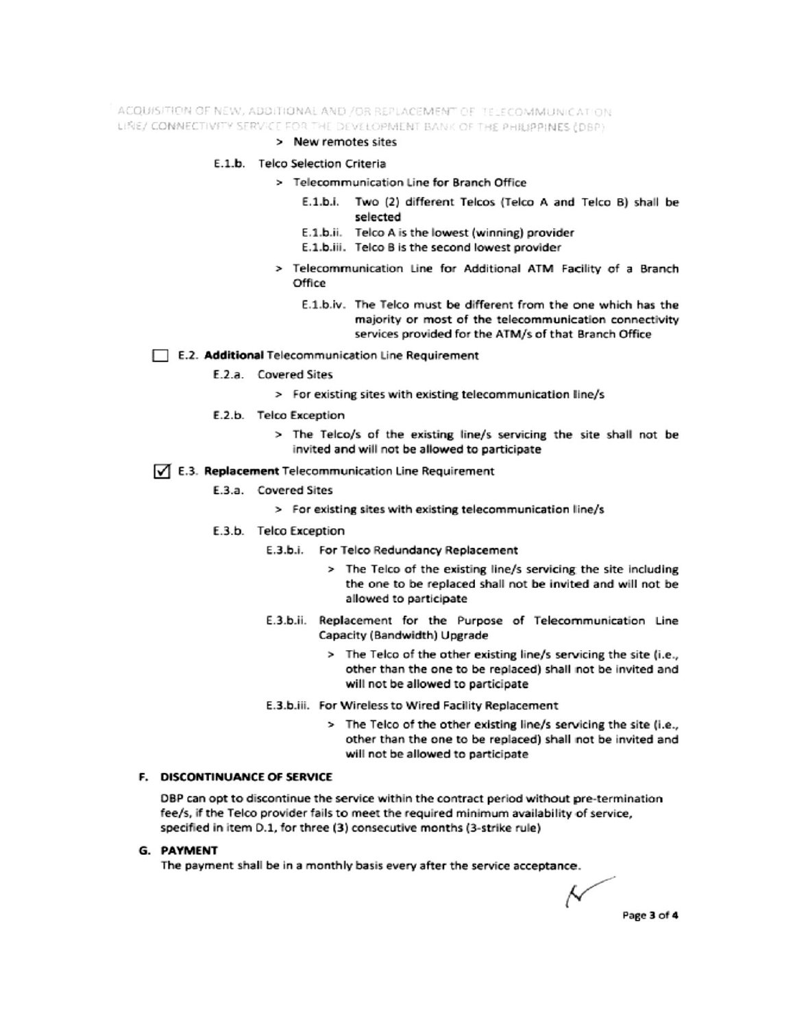- New remotes sites

E.1.b. Telco Selection Criteria

- Telecommunication Line for Branch Office
  - E.1.b.i. Two (2) different Telcos (Telco A and Telco B) shall be selected
  - E.1.b.ii. Telco A is the lowest (winning) provider
  - E.1.b.iii. Telco B is the second lowest provider
- Telecommunication Line for Additional ATM Facility of a Branch Office
  - E.1.b.iv. The Telco must be different from the one which has the majority or most of the telecommunication connectivity services provided for the ATM/s of that Branch Office

☐ E.2. **Additional** Telecommunication Line Requirement

E.2.a. Covered Sites

- For existing sites with existing telecommunication line/s

E.2.b. Telco Exception

- The Telco/s of the existing line/s servicing the site shall not be invited and will not be allowed to participate

☑ E.3. **Replacement** Telecommunication Line Requirement

E.3.a. Covered Sites

- For existing sites with existing telecommunication line/s

E.3.b. Telco Exception

E.3.b.i. For Telco Redundancy Replacement

- The Telco of the existing line/s servicing the site including the one to be replaced shall not be invited and will not be allowed to participate

E.3.b.ii. Replacement for the Purpose of Telecommunication Line Capacity (Bandwidth) Upgrade

- The Telco of the other existing line/s servicing the site (i.e., other than the one to be replaced) shall not be invited and will not be allowed to participate

E.3.b.iii. For Wireless to Wired Facility Replacement

- The Telco of the other existing line/s servicing the site (i.e., other than the one to be replaced) shall not be invited and will not be allowed to participate

## F. DISCONTINUANCE OF SERVICE

DBP can opt to discontinue the service within the contract period without pre-termination fee/s, if the Telco provider fails to meet the required minimum availability of service, specified in item D.1, for three (3) consecutive months (3-strike rule)

## G. PAYMENT

The payment shall be in a monthly basis every after the service acceptance.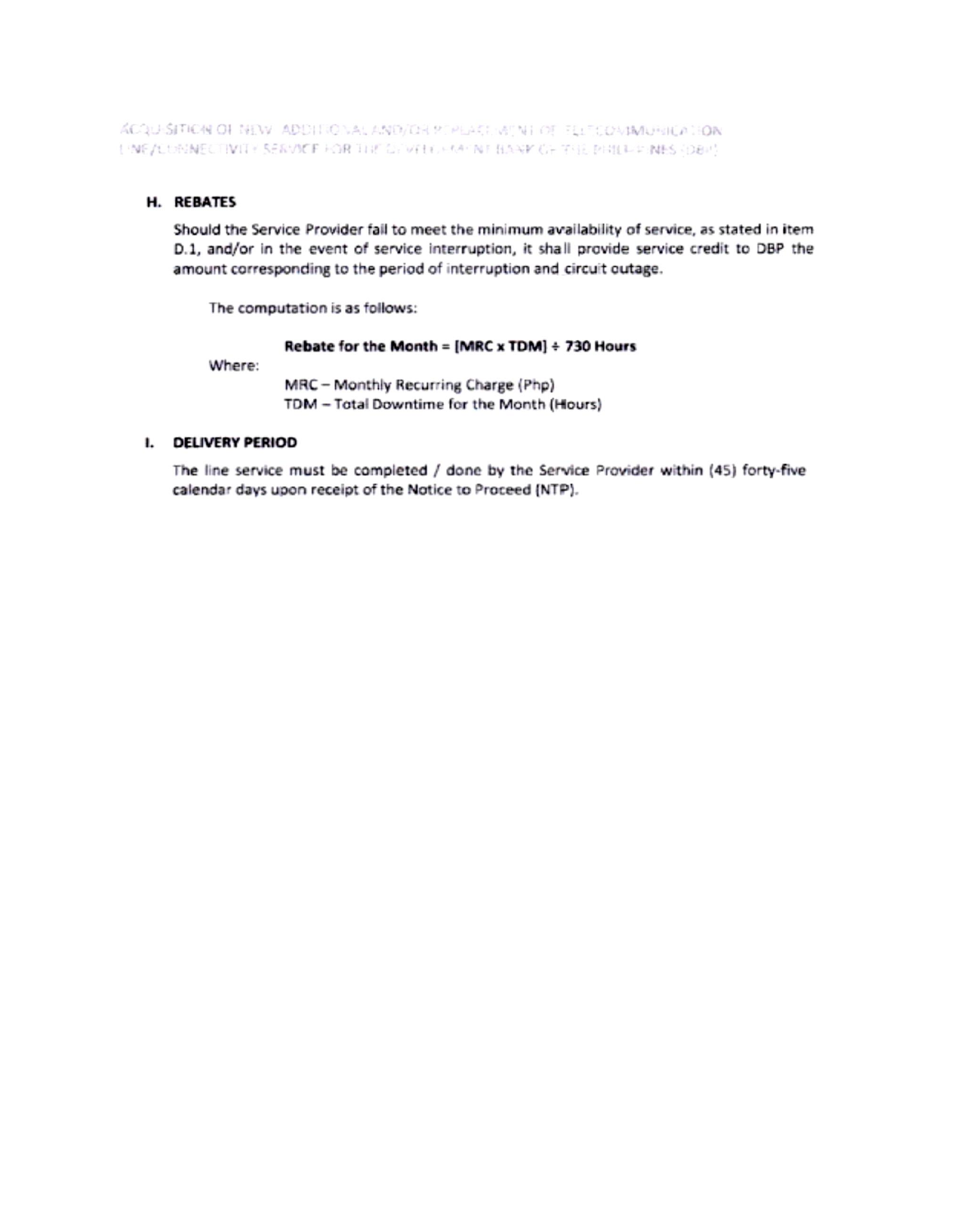## H. REBATES

Should the Service Provider fail to meet the minimum availability of service, as stated in item D.1, and/or in the event of service interruption, it shall provide service credit to DBP the amount corresponding to the period of interruption and circuit outage.

The computation is as follows:

**Rebate for the Month = [MRC x TDM] ÷ 730 Hours**

Where:

MRC – Monthly Recurring Charge (Php)
TDM – Total Downtime for the Month (Hours)

## I. DELIVERY PERIOD

The line service must be completed / done by the Service Provider within (45) forty-five calendar days upon receipt of the Notice to Proceed (NTP).